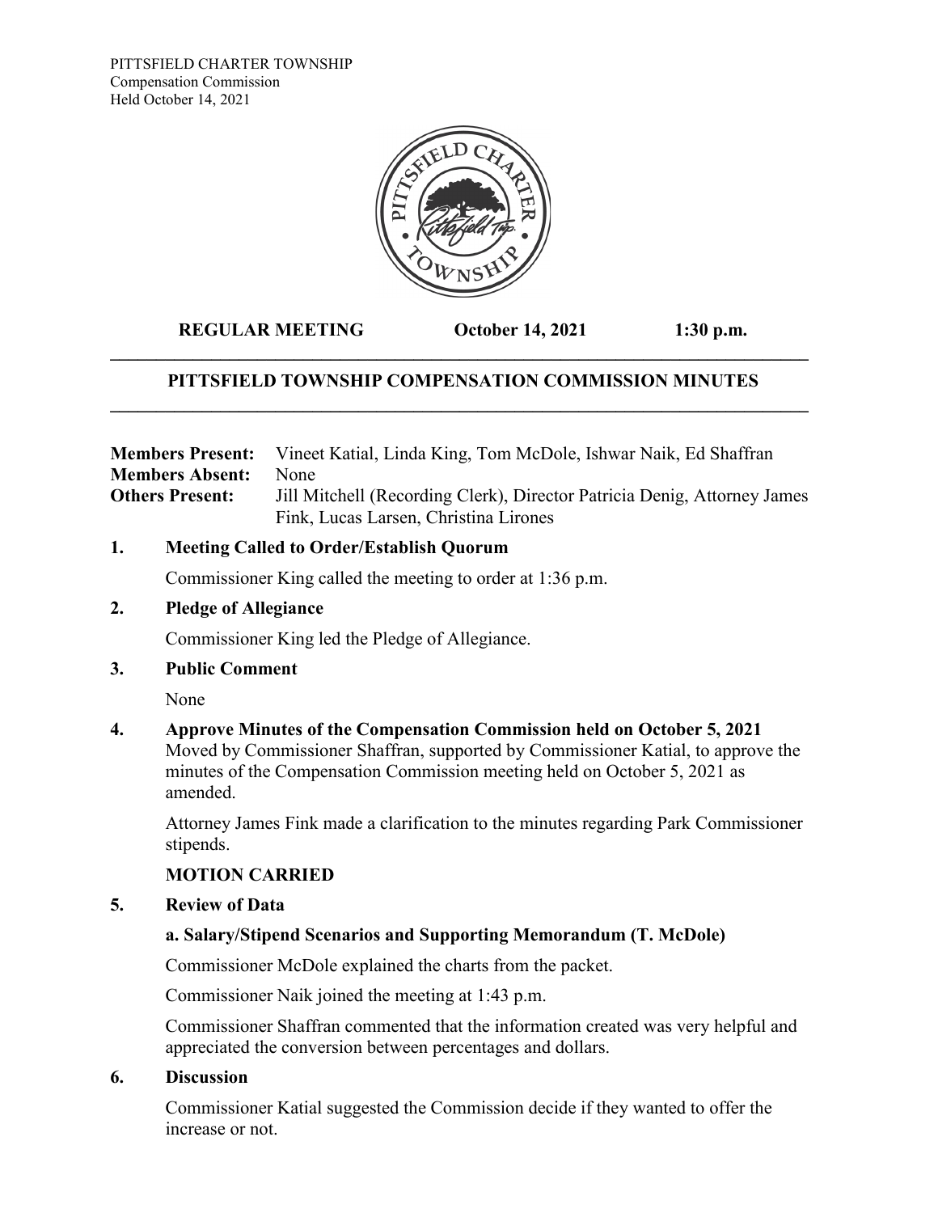PITTSFIELD CHARTER TOWNSHIP
Compensation Commission
Held October 14, 2021

**REGULAR MEETING October 14, 2021 1:30 p.m.**

## PITTSFIELD TOWNSHIP COMPENSATION COMMISSION MINUTES

**Members Present:** Vineet Katial, Linda King, Tom McDole, Ishwar Naik, Ed Shaffran
**Members Absent:** None
**Others Present:** Jill Mitchell (Recording Clerk), Director Patricia Denig, Attorney James Fink, Lucas Larsen, Christina Lirones

### 1. Meeting Called to Order/Establish Quorum

Commissioner King called the meeting to order at 1:36 p.m.

### 2. Pledge of Allegiance

Commissioner King led the Pledge of Allegiance.

### 3. Public Comment

None

### 4. Approve Minutes of the Compensation Commission held on October 5, 2021

Moved by Commissioner Shaffran, supported by Commissioner Katial, to approve the minutes of the Compensation Commission meeting held on October 5, 2021 as amended.

Attorney James Fink made a clarification to the minutes regarding Park Commissioner stipends.

**MOTION CARRIED**

### 5. Review of Data

**a. Salary/Stipend Scenarios and Supporting Memorandum (T. McDole)**

Commissioner McDole explained the charts from the packet.

Commissioner Naik joined the meeting at 1:43 p.m.

Commissioner Shaffran commented that the information created was very helpful and appreciated the conversion between percentages and dollars.

### 6. Discussion

Commissioner Katial suggested the Commission decide if they wanted to offer the increase or not.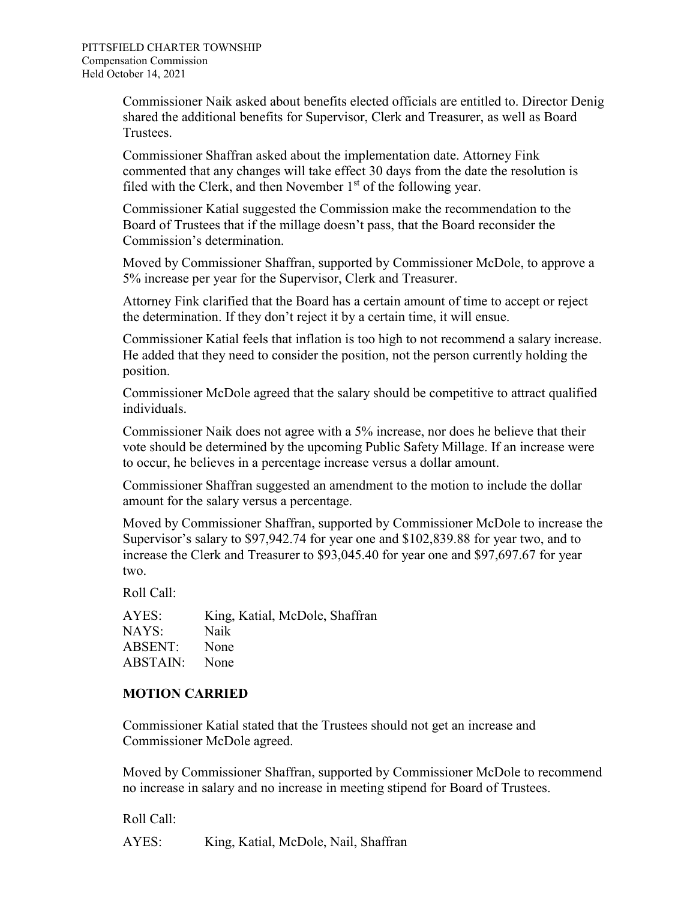Commissioner Naik asked about benefits elected officials are entitled to. Director Denig shared the additional benefits for Supervisor, Clerk and Treasurer, as well as Board Trustees.

Commissioner Shaffran asked about the implementation date. Attorney Fink commented that any changes will take effect 30 days from the date the resolution is filed with the Clerk, and then November 1st of the following year.

Commissioner Katial suggested the Commission make the recommendation to the Board of Trustees that if the millage doesn't pass, that the Board reconsider the Commission's determination.

Moved by Commissioner Shaffran, supported by Commissioner McDole, to approve a 5% increase per year for the Supervisor, Clerk and Treasurer.

Attorney Fink clarified that the Board has a certain amount of time to accept or reject the determination. If they don't reject it by a certain time, it will ensue.

Commissioner Katial feels that inflation is too high to not recommend a salary increase. He added that they need to consider the position, not the person currently holding the position.

Commissioner McDole agreed that the salary should be competitive to attract qualified individuals.

Commissioner Naik does not agree with a 5% increase, nor does he believe that their vote should be determined by the upcoming Public Safety Millage. If an increase were to occur, he believes in a percentage increase versus a dollar amount.

Commissioner Shaffran suggested an amendment to the motion to include the dollar amount for the salary versus a percentage.

Moved by Commissioner Shaffran, supported by Commissioner McDole to increase the Supervisor's salary to $97,942.74 for year one and $102,839.88 for year two, and to increase the Clerk and Treasurer to $93,045.40 for year one and $97,697.67 for year two.

Roll Call:

AYES: King, Katial, McDole, Shaffran
NAYS: Naik
ABSENT: None
ABSTAIN: None

**MOTION CARRIED**

Commissioner Katial stated that the Trustees should not get an increase and Commissioner McDole agreed.

Moved by Commissioner Shaffran, supported by Commissioner McDole to recommend no increase in salary and no increase in meeting stipend for Board of Trustees.

Roll Call:

AYES: King, Katial, McDole, Nail, Shaffran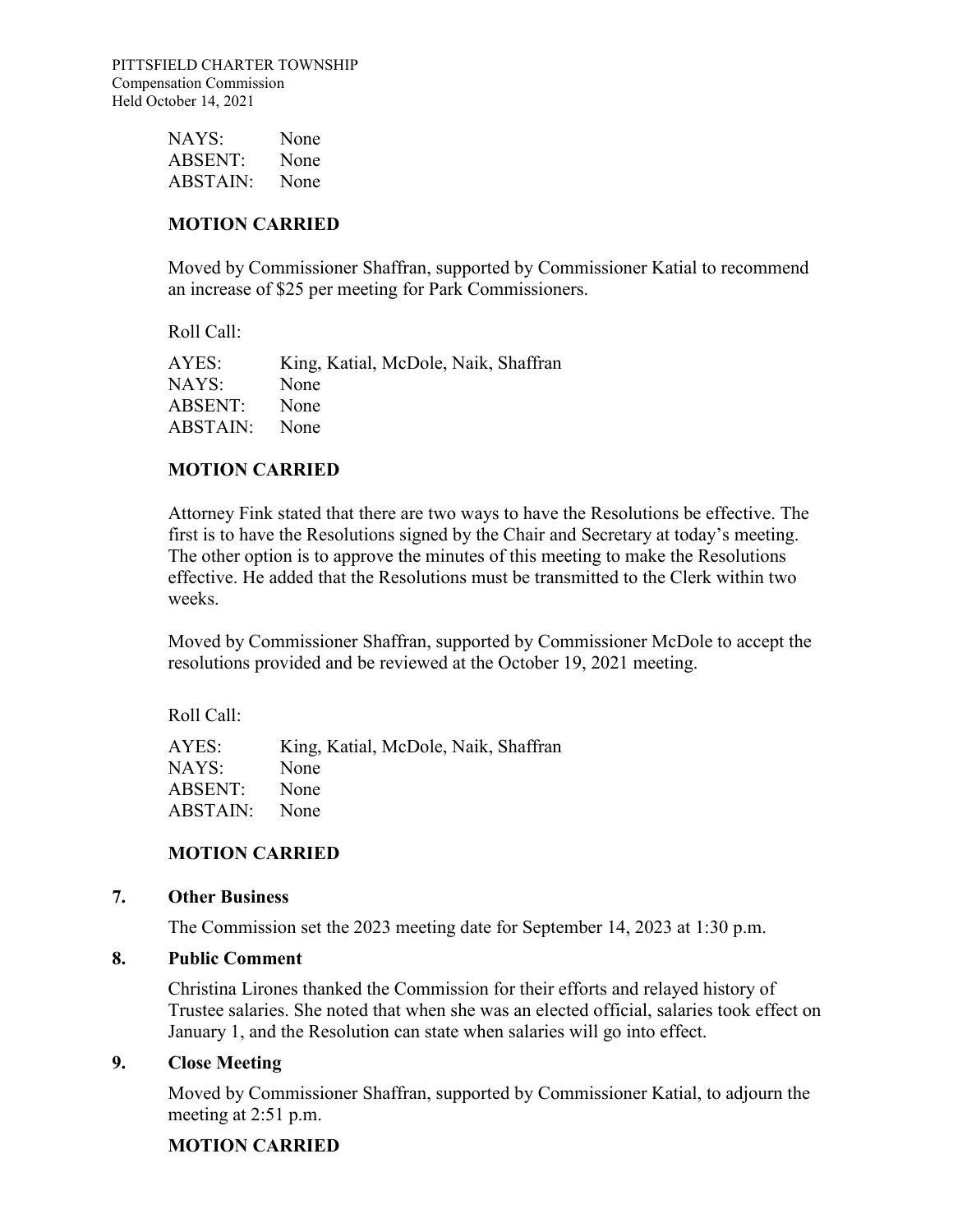NAYS: None
ABSENT: None
ABSTAIN: None

**MOTION CARRIED**

Moved by Commissioner Shaffran, supported by Commissioner Katial to recommend an increase of $25 per meeting for Park Commissioners.

Roll Call:

AYES: King, Katial, McDole, Naik, Shaffran
NAYS: None
ABSENT: None
ABSTAIN: None

**MOTION CARRIED**

Attorney Fink stated that there are two ways to have the Resolutions be effective. The first is to have the Resolutions signed by the Chair and Secretary at today's meeting. The other option is to approve the minutes of this meeting to make the Resolutions effective. He added that the Resolutions must be transmitted to the Clerk within two weeks.

Moved by Commissioner Shaffran, supported by Commissioner McDole to accept the resolutions provided and be reviewed at the October 19, 2021 meeting.

Roll Call:

AYES: King, Katial, McDole, Naik, Shaffran
NAYS: None
ABSENT: None
ABSTAIN: None

**MOTION CARRIED**

## 7. Other Business

The Commission set the 2023 meeting date for September 14, 2023 at 1:30 p.m.

## 8. Public Comment

Christina Lirones thanked the Commission for their efforts and relayed history of Trustee salaries. She noted that when she was an elected official, salaries took effect on January 1, and the Resolution can state when salaries will go into effect.

## 9. Close Meeting

Moved by Commissioner Shaffran, supported by Commissioner Katial, to adjourn the meeting at 2:51 p.m.

**MOTION CARRIED**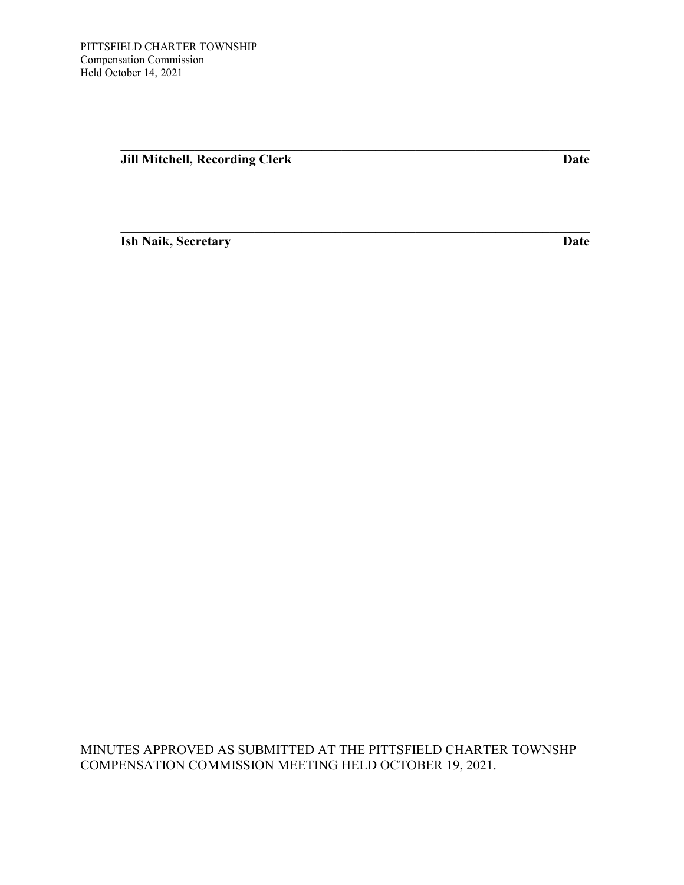___________________________________________________________________________

**Jill Mitchell, Recording Clerk** **Date**

___________________________________________________________________________

**Ish Naik, Secretary** **Date**

MINUTES APPROVED AS SUBMITTED AT THE PITTSFIELD CHARTER TOWNSHP COMPENSATION COMMISSION MEETING HELD OCTOBER 19, 2021.